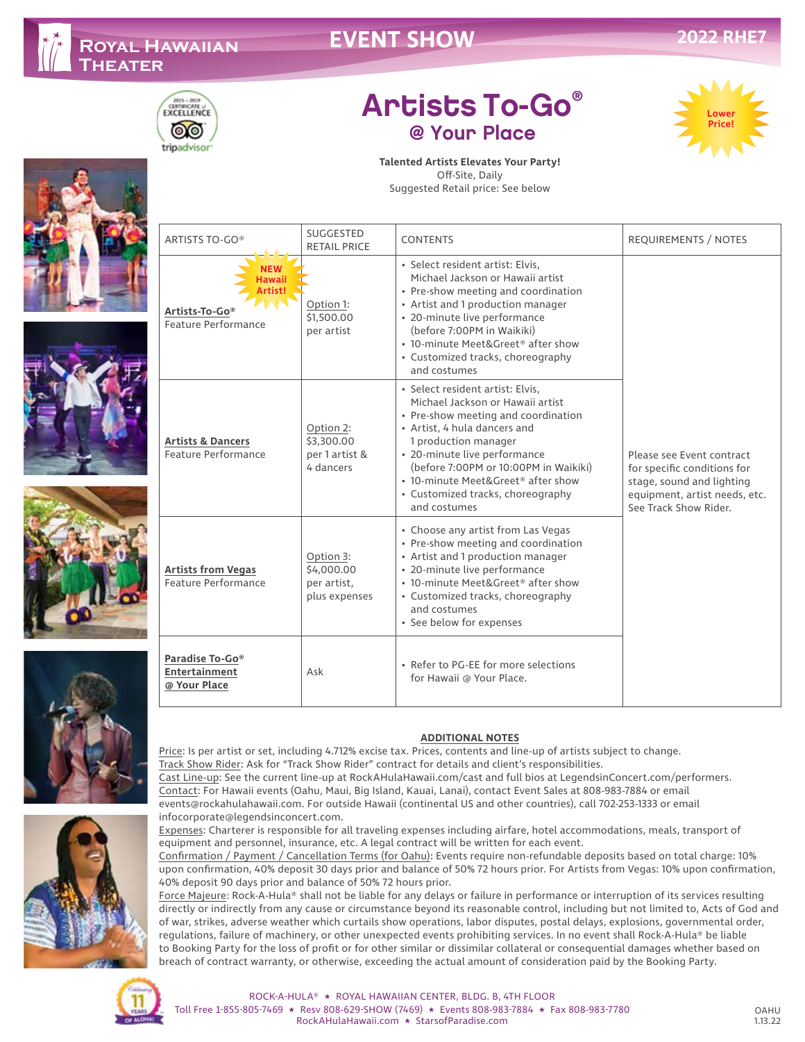Royal Hawaiian Theater

# EVENT SHOW

2022 RHE7

2015 – 2019 Certificate of Excellence tripadvisor

# Artists To-Go®

## @ Your Place

Lower Price!

**Talented Artists Elevates Your Party!**
Off-Site, Daily
Suggested Retail price: See below

| ARTISTS TO-GO® | SUGGESTED RETAIL PRICE | CONTENTS | REQUIREMENTS / NOTES |
|---|---|---|---|
| NEW Hawaii Artist! **Artists-To-Go®** Feature Performance | Option 1: $1,500.00 per artist | • Select resident artist: Elvis, Michael Jackson or Hawaii artist<br>• Pre-show meeting and coordination<br>• Artist and 1 production manager<br>• 20-minute live performance (before 7:00PM in Waikiki)<br>• 10-minute Meet&Greet® after show<br>• Customized tracks, choreography and costumes | Please see Event contract for specific conditions for stage, sound and lighting equipment, artist needs, etc. See Track Show Rider. |
| **Artists & Dancers** Feature Performance | Option 2: $3,300.00 per 1 artist & 4 dancers | • Select resident artist: Elvis, Michael Jackson or Hawaii artist<br>• Pre-show meeting and coordination<br>• Artist, 4 hula dancers and 1 production manager<br>• 20-minute live performance (before 7:00PM or 10:00PM in Waikiki)<br>• 10-minute Meet&Greet® after show<br>• Customized tracks, choreography and costumes | |
| **Artists from Vegas** Feature Performance | Option 3: $4,000.00 per artist, plus expenses | • Choose any artist from Las Vegas<br>• Pre-show meeting and coordination<br>• Artist and 1 production manager<br>• 20-minute live performance<br>• 10-minute Meet&Greet® after show<br>• Customized tracks, choreography and costumes<br>• See below for expenses | |
| **Paradise To-Go® Entertainment @ Your Place** | Ask | • Refer to PG-EE for more selections for Hawaii @ Your Place. | |

**ADDITIONAL NOTES**

Price: Is per artist or set, including 4.712% excise tax. Prices, contents and line-up of artists subject to change.
Track Show Rider: Ask for "Track Show Rider" contract for details and client's responsibilities.
Cast Line-up: See the current line-up at RockAHulaHawaii.com/cast and full bios at LegendsinConcert.com/performers.
Contact: For Hawaii events (Oahu, Maui, Big Island, Kauai, Lanai), contact Event Sales at 808-983-7884 or email events@rockahulahawaii.com. For outside Hawaii (continental US and other countries), call 702-253-1333 or email infocorporate@legendsinconcert.com.
Expenses: Charterer is responsible for all traveling expenses including airfare, hotel accommodations, meals, transport of equipment and personnel, insurance, etc. A legal contract will be written for each event.
Confirmation / Payment / Cancellation Terms (for Oahu): Events require non-refundable deposits based on total charge: 10% upon confirmation, 40% deposit 30 days prior and balance of 50% 72 hours prior. For Artists from Vegas: 10% upon confirmation, 40% deposit 90 days prior and balance of 50% 72 hours prior.
Force Majeure: Rock-A-Hula® shall not be liable for any delays or failure in performance or interruption of its services resulting directly or indirectly from any cause or circumstance beyond its reasonable control, including but not limited to, Acts of God and of war, strikes, adverse weather which curtails show operations, labor disputes, postal delays, explosions, governmental order, regulations, failure of machinery, or other unexpected events prohibiting services. In no event shall Rock-A-Hula® be liable to Booking Party for the loss of profit or for other similar or dissimilar collateral or consequential damages whether based on breach of contract warranty, or otherwise, exceeding the actual amount of consideration paid by the Booking Party.

Celebrating 11 Years of Aloha!

ROCK-A-HULA® ★ ROYAL HAWAIIAN CENTER, BLDG. B, 4TH FLOOR
Toll Free 1-855-805-7469 ★ Resv 808-629-SHOW (7469) ★ Events 808-983-7884 ★ Fax 808-983-7780
RockAHulaHawaii.com ★ StarsofParadise.com

OAHU 1.13.22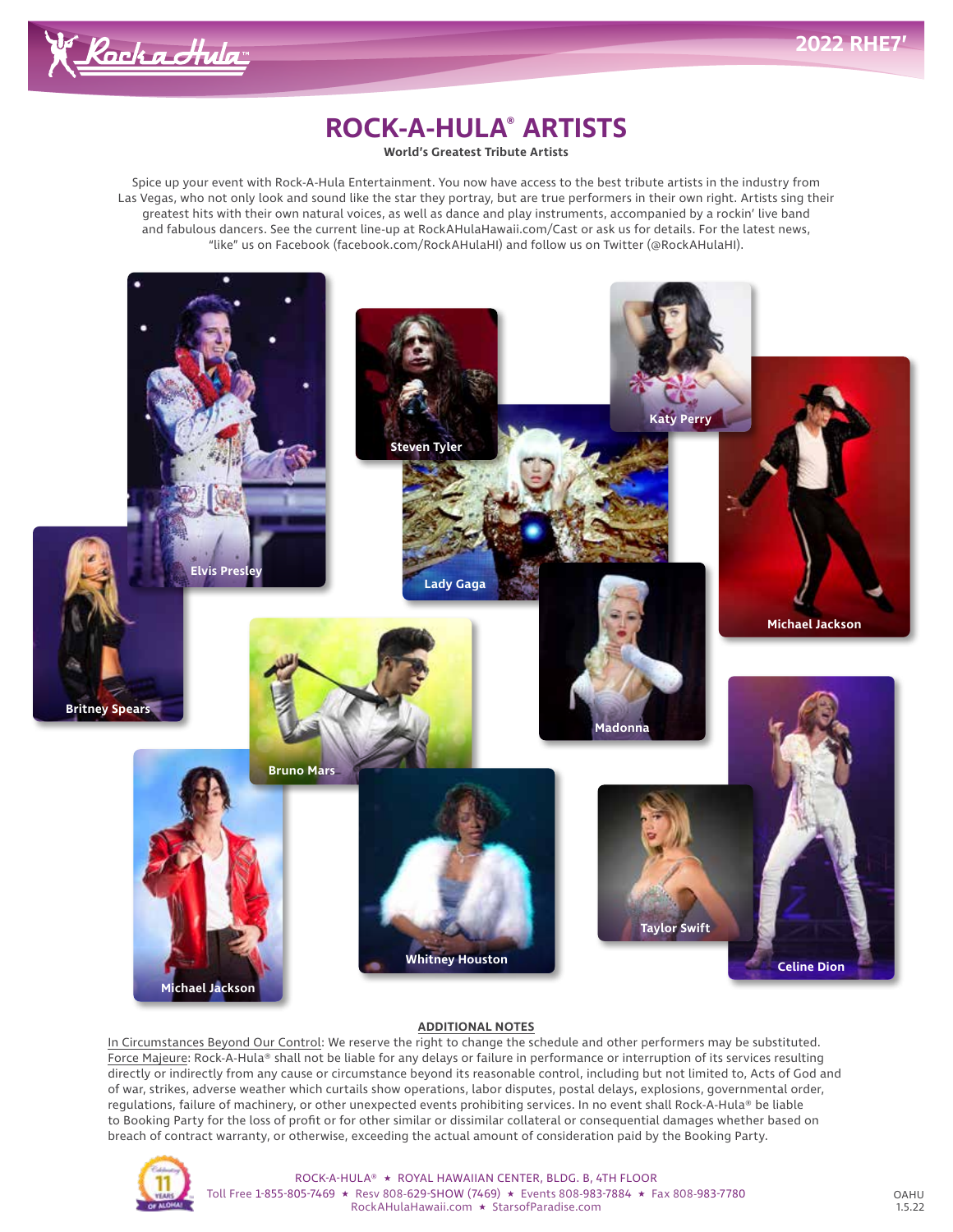# ROCK-A-HULA® ARTISTS

**World's Greatest Tribute Artists**

Spice up your event with Rock-A-Hula Entertainment. You now have access to the best tribute artists in the industry from Las Vegas, who not only look and sound like the star they portray, but are true performers in their own right. Artists sing their greatest hits with their own natural voices, as well as dance and play instruments, accompanied by a rockin' live band and fabulous dancers. See the current line-up at RockAHulaHawaii.com/Cast or ask us for details. For the latest news, "like" us on Facebook (facebook.com/RockAHulaHI) and follow us on Twitter (@RockAHulaHI).

Elvis Presley

Steven Tyler

Katy Perry

Lady Gaga

Michael Jackson

Britney Spears

Bruno Mars

Madonna

Michael Jackson

Whitney Houston

Taylor Swift

Celine Dion

## ADDITIONAL NOTES

In Circumstances Beyond Our Control: We reserve the right to change the schedule and other performers may be substituted.
Force Majeure: Rock-A-Hula® shall not be liable for any delays or failure in performance or interruption of its services resulting directly or indirectly from any cause or circumstance beyond its reasonable control, including but not limited to, Acts of God and of war, strikes, adverse weather which curtails show operations, labor disputes, postal delays, explosions, governmental order, regulations, failure of machinery, or other unexpected events prohibiting services. In no event shall Rock-A-Hula® be liable to Booking Party for the loss of profit or for other similar or dissimilar collateral or consequential damages whether based on breach of contract warranty, or otherwise, exceeding the actual amount of consideration paid by the Booking Party.

ROCK-A-HULA® ★ ROYAL HAWAIIAN CENTER, BLDG. B, 4TH FLOOR
Toll Free 1-855-805-7469 ★ Resv 808-629-SHOW (7469) ★ Events 808-983-7884 ★ Fax 808-983-7780
RockAHulaHawaii.com ★ StarsofParadise.com

OAHU
1.5.22